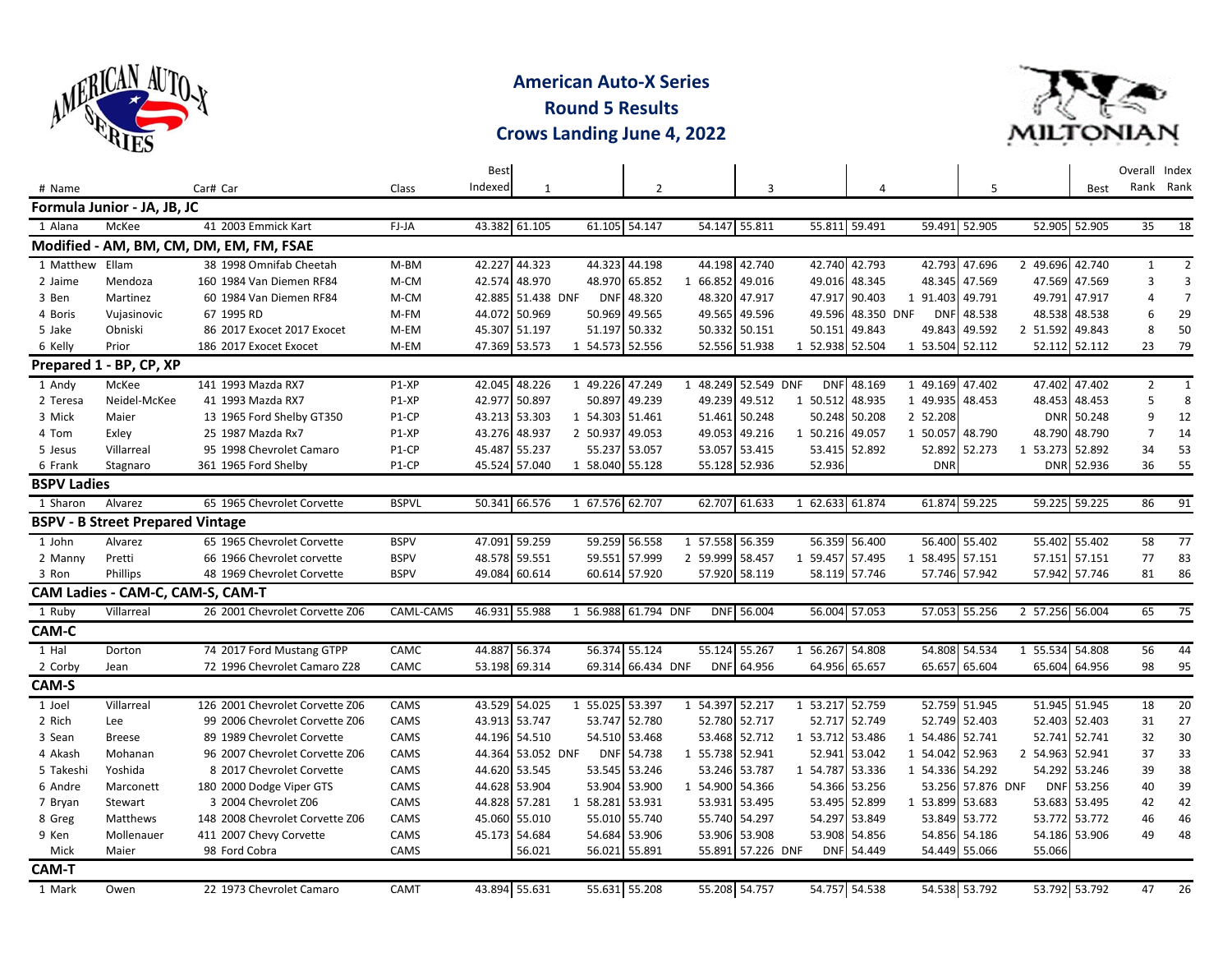# American Auto-X Series

## Round 5 Results

## Crows Landing June 4, 2022

| # | Name | | Car# | Car | Class | Best Indexed | 1 | | | 2 | | | 3 | | | 4 | | | 5 | | | Best | Overall Rank | Index Rank |
|---|---|---|---|---|---|---|---|---|---|---|---|---|---|---|---|---|---|---|---|---|---|---|---|---|
| **Formula Junior - JA, JB, JC** | | | | | | | | | | | | | | | | | | | | | | | | |
| 1 | Alana | McKee | 41 | 2003 Emmick Kart | FJ-JA | 43.382 | 61.105 | | 61.105 | 54.147 | | 54.147 | 55.811 | | 55.811 | 59.491 | | 59.491 | 52.905 | | 52.905 | 52.905 | 35 | 18 |
| **Modified - AM, BM, CM, DM, EM, FM, FSAE** | | | | | | | | | | | | | | | | | | | | | | | | |
| 1 | Matthew | Ellam | 38 | 1998 Omnifab Cheetah | M-BM | 42.227 | 44.323 | | 44.323 | 44.198 | | 44.198 | 42.740 | | 42.740 | 42.793 | | 42.793 | 47.696 | 2 | 49.696 | 42.740 | 1 | 2 |
| 2 | Jaime | Mendoza | 160 | 1984 Van Diemen RF84 | M-CM | 42.574 | 48.970 | | 48.970 | 65.852 | 1 | 66.852 | 49.016 | | 49.016 | 48.345 | | 48.345 | 47.569 | | 47.569 | 47.569 | 3 | 3 |
| 3 | Ben | Martinez | 60 | 1984 Van Diemen RF84 | M-CM | 42.885 | 51.438 | DNF | DNF | 48.320 | | 48.320 | 47.917 | | 47.917 | 90.403 | 1 | 91.403 | 49.791 | | 49.791 | 47.917 | 4 | 7 |
| 4 | Boris | Vujasinovic | 67 | 1995 RD | M-FM | 44.072 | 50.969 | | 50.969 | 49.565 | | 49.565 | 49.596 | | 49.596 | 48.350 | DNF | DNF | 48.538 | | 48.538 | 48.538 | 6 | 29 |
| 5 | Jake | Obniski | 86 | 2017 Exocet 2017 Exocet | M-EM | 45.307 | 51.197 | | 51.197 | 50.332 | | 50.332 | 50.151 | | 50.151 | 49.843 | | 49.843 | 49.592 | 2 | 51.592 | 49.843 | 8 | 50 |
| 6 | Kelly | Prior | 186 | 2017 Exocet Exocet | M-EM | 47.369 | 53.573 | 1 | 54.573 | 52.556 | | 52.556 | 51.938 | 1 | 52.938 | 52.504 | 1 | 53.504 | 52.112 | | 52.112 | 52.112 | 23 | 79 |
| **Prepared 1 - BP, CP, XP** | | | | | | | | | | | | | | | | | | | | | | | | |
| 1 | Andy | McKee | 141 | 1993 Mazda RX7 | P1-XP | 42.045 | 48.226 | 1 | 49.226 | 47.249 | 1 | 48.249 | 52.549 | DNF | DNF | 48.169 | 1 | 49.169 | 47.402 | | 47.402 | 47.402 | 2 | 1 |
| 2 | Teresa | Neidel-McKee | 41 | 1993 Mazda RX7 | P1-XP | 42.977 | 50.897 | | 50.897 | 49.239 | | 49.239 | 49.512 | 1 | 50.512 | 48.935 | 1 | 49.935 | 48.453 | | 48.453 | 48.453 | 5 | 8 |
| 3 | Mick | Maier | 13 | 1965 Ford Shelby GT350 | P1-CP | 43.213 | 53.303 | 1 | 54.303 | 51.461 | | 51.461 | 50.248 | | 50.248 | | 2 | 52.208 | | | DNR | 50.248 | 9 | 12 |
| 4 | Tom | Exley | 25 | 1987 Mazda Rx7 | P1-XP | 43.276 | 48.937 | 2 | 50.937 | 49.053 | | 49.053 | 49.216 | 1 | 50.216 | 49.057 | 1 | 50.057 | 48.790 | | 48.790 | 48.790 | 7 | 14 |
| 5 | Jesus | Villarreal | 95 | 1998 Chevrolet Camaro | P1-CP | 45.487 | 55.237 | | 55.237 | 53.057 | | 53.057 | 53.415 | | 53.415 | 52.892 | | 52.892 | 52.273 | 1 | 53.273 | 52.892 | 34 | 53 |
| 6 | Frank | Stagnaro | 361 | 1965 Ford Shelby | P1-CP | 45.524 | 57.040 | 1 | 58.040 | 55.128 | | 55.128 | 52.936 | | 52.936 | | | DNR | | | DNR | 52.936 | 36 | 55 |
| **BSPV Ladies** | | | | | | | | | | | | | | | | | | | | | | | | |
| 1 | Sharon | Alvarez | 65 | 1965 Chevrolet Corvette | BSPVL | 50.341 | 66.576 | 1 | 67.576 | 62.707 | | 62.707 | 61.633 | 1 | 62.633 | 61.874 | | 61.874 | 59.225 | | 59.225 | 59.225 | 86 | 91 |
| **BSPV - B Street Prepared Vintage** | | | | | | | | | | | | | | | | | | | | | | | | |
| 1 | John | Alvarez | 65 | 1965 Chevrolet Corvette | BSPV | 47.091 | 59.259 | | 59.259 | 56.558 | 1 | 57.558 | 56.359 | | 56.359 | 56.400 | | 56.400 | 55.402 | | 55.402 | 55.402 | 58 | 77 |
| 2 | Manny | Pretti | 66 | 1966 Chevrolet corvette | BSPV | 48.578 | 59.551 | | 59.551 | 57.999 | 2 | 59.999 | 58.457 | 1 | 59.457 | 57.495 | 1 | 58.495 | 57.151 | | 57.151 | 57.151 | 77 | 83 |
| 3 | Ron | Phillips | 48 | 1969 Chevrolet Corvette | BSPV | 49.084 | 60.614 | | 60.614 | 57.920 | | 57.920 | 58.119 | | 58.119 | 57.746 | | 57.746 | 57.942 | | 57.942 | 57.746 | 81 | 86 |
| **CAM Ladies - CAM-C, CAM-S, CAM-T** | | | | | | | | | | | | | | | | | | | | | | | | |
| 1 | Ruby | Villarreal | 26 | 2001 Chevrolet Corvette Z06 | CAML-CAMS | 46.931 | 55.988 | 1 | 56.988 | 61.794 | DNF | DNF | 56.004 | | 56.004 | 57.053 | | 57.053 | 55.256 | 2 | 57.256 | 56.004 | 65 | 75 |
| **CAM-C** | | | | | | | | | | | | | | | | | | | | | | | | |
| 1 | Hal | Dorton | 74 | 2017 Ford Mustang GTPP | CAMC | 44.887 | 56.374 | | 56.374 | 55.124 | | 55.124 | 55.267 | 1 | 56.267 | 54.808 | | 54.808 | 54.534 | 1 | 55.534 | 54.808 | 56 | 44 |
| 2 | Corby | Jean | 72 | 1996 Chevrolet Camaro Z28 | CAMC | 53.198 | 69.314 | | 69.314 | 66.434 | DNF | DNF | 64.956 | | 64.956 | 65.657 | | 65.657 | 65.604 | | 65.604 | 64.956 | 98 | 95 |
| **CAM-S** | | | | | | | | | | | | | | | | | | | | | | | | |
| 1 | Joel | Villarreal | 126 | 2001 Chevrolet Corvette Z06 | CAMS | 43.529 | 54.025 | 1 | 55.025 | 53.397 | 1 | 54.397 | 52.217 | 1 | 53.217 | 52.759 | | 52.759 | 51.945 | | 51.945 | 51.945 | 18 | 20 |
| 2 | Rich | Lee | 99 | 2006 Chevrolet Corvette Z06 | CAMS | 43.913 | 53.747 | | 53.747 | 52.780 | | 52.780 | 52.717 | | 52.717 | 52.749 | | 52.749 | 52.403 | | 52.403 | 52.403 | 31 | 27 |
| 3 | Sean | Breese | 89 | 1989 Chevrolet Corvette | CAMS | 44.196 | 54.510 | | 54.510 | 53.468 | | 53.468 | 52.712 | 1 | 53.712 | 53.486 | 1 | 54.486 | 52.741 | | 52.741 | 52.741 | 32 | 30 |
| 4 | Akash | Mohanan | 96 | 2007 Chevrolet Corvette Z06 | CAMS | 44.364 | 53.052 | DNF | DNF | 54.738 | 1 | 55.738 | 52.941 | | 52.941 | 53.042 | 1 | 54.042 | 52.963 | 2 | 54.963 | 52.941 | 37 | 33 |
| 5 | Takeshi | Yoshida | 8 | 2017 Chevrolet Corvette | CAMS | 44.620 | 53.545 | | 53.545 | 53.246 | | 53.246 | 53.787 | 1 | 54.787 | 53.336 | 1 | 54.336 | 54.292 | | 54.292 | 53.246 | 39 | 38 |
| 6 | Andre | Marconett | 180 | 2000 Dodge Viper GTS | CAMS | 44.628 | 53.904 | | 53.904 | 53.900 | 1 | 54.900 | 54.366 | | 54.366 | 53.256 | | 53.256 | 57.876 | DNF | DNF | 53.256 | 40 | 39 |
| 7 | Bryan | Stewart | 3 | 2004 Chevrolet Z06 | CAMS | 44.828 | 57.281 | 1 | 58.281 | 53.931 | | 53.931 | 53.495 | | 53.495 | 52.899 | 1 | 53.899 | 53.683 | | 53.683 | 53.495 | 42 | 42 |
| 8 | Greg | Matthews | 148 | 2008 Chevrolet Corvette Z06 | CAMS | 45.060 | 55.010 | | 55.010 | 55.740 | | 55.740 | 54.297 | | 54.297 | 53.849 | | 53.849 | 53.772 | | 53.772 | 53.772 | 46 | 46 |
| 9 | Ken | Mollenauer | 411 | 2007 Chevy Corvette | CAMS | 45.173 | 54.684 | | 54.684 | 53.906 | | 53.906 | 53.908 | | 53.908 | 54.856 | | 54.856 | 54.186 | | 54.186 | 53.906 | 49 | 48 |
| | Mick | Maier | 98 | Ford Cobra | CAMS | | 56.021 | | 56.021 | 55.891 | | 55.891 | 57.226 | DNF | DNF | 54.449 | | 54.449 | 55.066 | | 55.066 | | | |
| **CAM-T** | | | | | | | | | | | | | | | | | | | | | | | | |
| 1 | Mark | Owen | 22 | 1973 Chevrolet Camaro | CAMT | 43.894 | 55.631 | | 55.631 | 55.208 | | 55.208 | 54.757 | | 54.757 | 54.538 | | 54.538 | 53.792 | | 53.792 | 53.792 | 47 | 26 |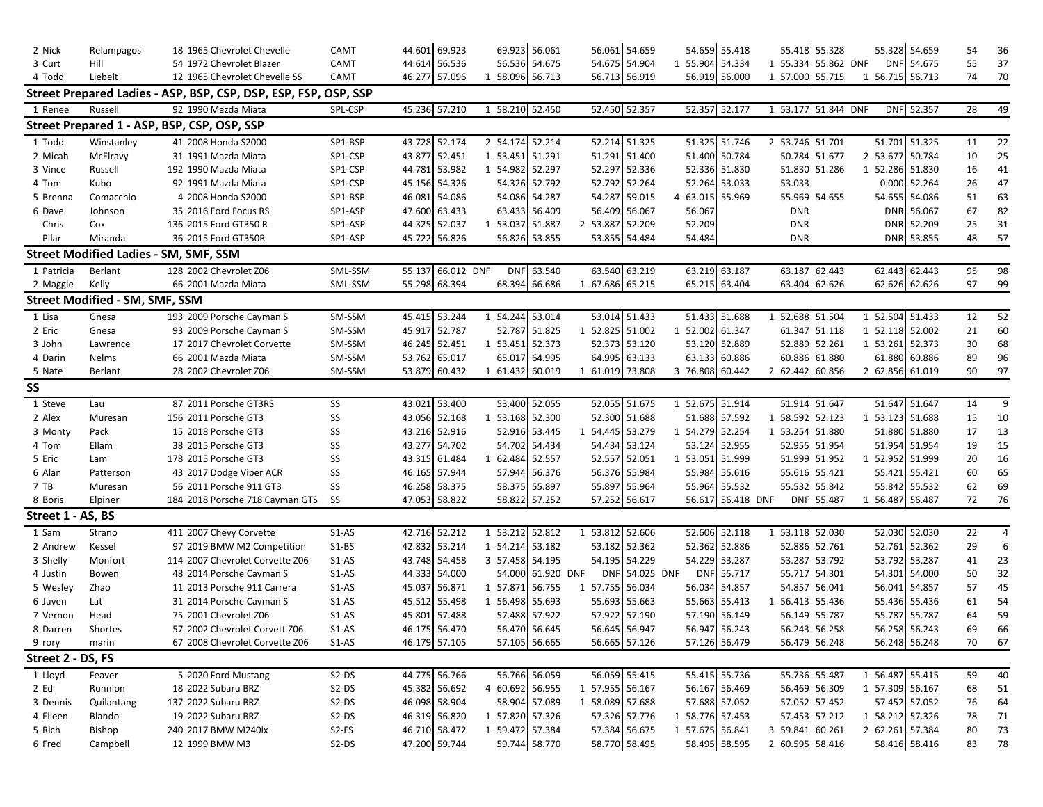| | | | | | | | | | | | | | | | | | | | | | | | | |
|---|---|---|---|---|---|---|---|---|---|---|---|---|---|---|---|---|---|---|---|---|---|---|---|---|
| 2 | Nick | Relampagos | 18 | 1965 Chevrolet Chevelle | CAMT | 44.601 | 69.923 | | 69.923 | 56.061 | | 56.061 | 54.659 | | 54.659 | 55.418 | | 55.418 | 55.328 | | 55.328 | 54.659 | 54 | 36 |
| 3 | Curt | Hill | 54 | 1972 Chevrolet Blazer | CAMT | 44.614 | 56.536 | | 56.536 | 54.675 | | 54.675 | 54.904 | 1 | 55.904 | 54.334 | 1 | 55.334 | 55.862 | DNF | DNF | 54.675 | 55 | 37 |
| 4 | Todd | Liebelt | 12 | 1965 Chevrolet Chevelle SS | CAMT | 46.277 | 57.096 | 1 | 58.096 | 56.713 | | 56.713 | 56.919 | | 56.919 | 56.000 | 1 | 57.000 | 55.715 | 1 | 56.715 | 56.713 | 74 | 70 |

## Street Prepared Ladies - ASP, BSP, CSP, DSP, ESP, FSP, OSP, SSP

| | | | | | | | | | | | | | | | | | | | | | | | | |
|---|---|---|---|---|---|---|---|---|---|---|---|---|---|---|---|---|---|---|---|---|---|---|---|---|
| 1 | Renee | Russell | 92 | 1990 Mazda Miata | SPL-CSP | 45.236 | 57.210 | 1 | 58.210 | 52.450 | | 52.450 | 52.357 | | 52.357 | 52.177 | 1 | 53.177 | 51.844 | DNF | DNF | 52.357 | 28 | 49 |

## Street Prepared 1 - ASP, BSP, CSP, OSP, SSP

| | | | | | | | | | | | | | | | | | | | | | | | | |
|---|---|---|---|---|---|---|---|---|---|---|---|---|---|---|---|---|---|---|---|---|---|---|---|---|
| 1 | Todd | Winstanley | 41 | 2008 Honda S2000 | SP1-BSP | 43.728 | 52.174 | 2 | 54.174 | 52.214 | | 52.214 | 51.325 | | 51.325 | 51.746 | 2 | 53.746 | 51.701 | | 51.701 | 51.325 | 11 | 22 |
| 2 | Micah | McElravy | 31 | 1991 Mazda Miata | SP1-CSP | 43.877 | 52.451 | 1 | 53.451 | 51.291 | | 51.291 | 51.400 | | 51.400 | 50.784 | | 50.784 | 51.677 | 2 | 53.677 | 50.784 | 10 | 25 |
| 3 | Vince | Russell | 192 | 1990 Mazda Miata | SP1-CSP | 44.781 | 53.982 | 1 | 54.982 | 52.297 | | 52.297 | 52.336 | | 52.336 | 51.830 | | 51.830 | 51.286 | 1 | 52.286 | 51.830 | 16 | 41 |
| 4 | Tom | Kubo | 92 | 1991 Mazda Miata | SP1-CSP | 45.156 | 54.326 | | 54.326 | 52.792 | | 52.792 | 52.264 | | 52.264 | 53.033 | | 53.033 | | | 0.000 | 52.264 | 26 | 47 |
| 5 | Brenna | Comacchio | 4 | 2008 Honda S2000 | SP1-BSP | 46.081 | 54.086 | | 54.086 | 54.287 | | 54.287 | 59.015 | 4 | 63.015 | 55.969 | | 55.969 | 54.655 | | 54.655 | 54.086 | 51 | 63 |
| 6 | Dave | Johnson | 35 | 2016 Ford Focus RS | SP1-ASP | 47.600 | 63.433 | | 63.433 | 56.409 | | 56.409 | 56.067 | | 56.067 | | | DNR | | | DNR | 56.067 | 67 | 82 |
| | Chris | Cox | 136 | 2015 Ford GT350 R | SP1-ASP | 44.325 | 52.037 | 1 | 53.037 | 51.887 | 2 | 53.887 | 52.209 | | 52.209 | | | DNR | | | DNR | 52.209 | 25 | 31 |
| | Pilar | Miranda | 36 | 2015 Ford GT350R | SP1-ASP | 45.722 | 56.826 | | 56.826 | 53.855 | | 53.855 | 54.484 | | 54.484 | | | DNR | | | DNR | 53.855 | 48 | 57 |

## Street Modified Ladies - SM, SMF, SSM

| | | | | | | | | | | | | | | | | | | | | | | | | |
|---|---|---|---|---|---|---|---|---|---|---|---|---|---|---|---|---|---|---|---|---|---|---|---|---|
| 1 | Patricia | Berlant | 128 | 2002 Chevrolet Z06 | SML-SSM | 55.137 | 66.012 | DNF | DNF | 63.540 | | 63.540 | 63.219 | | 63.219 | 63.187 | | 63.187 | 62.443 | | 62.443 | 62.443 | 95 | 98 |
| 2 | Maggie | Kelly | 66 | 2001 Mazda Miata | SML-SSM | 55.298 | 68.394 | | 68.394 | 66.686 | 1 | 67.686 | 65.215 | | 65.215 | 63.404 | | 63.404 | 62.626 | | 62.626 | 62.626 | 97 | 99 |

## Street Modified - SM, SMF, SSM

| | | | | | | | | | | | | | | | | | | | | | | | | |
|---|---|---|---|---|---|---|---|---|---|---|---|---|---|---|---|---|---|---|---|---|---|---|---|---|
| 1 | Lisa | Gnesa | 193 | 2009 Porsche Cayman S | SM-SSM | 45.415 | 53.244 | 1 | 54.244 | 53.014 | | 53.014 | 51.433 | | 51.433 | 51.688 | 1 | 52.688 | 51.504 | 1 | 52.504 | 51.433 | 12 | 52 |
| 2 | Eric | Gnesa | 93 | 2009 Porsche Cayman S | SM-SSM | 45.917 | 52.787 | | 52.787 | 51.825 | 1 | 52.825 | 51.002 | 1 | 52.002 | 61.347 | | 61.347 | 51.118 | 1 | 52.118 | 52.002 | 21 | 60 |
| 3 | John | Lawrence | 17 | 2017 Chevrolet Corvette | SM-SSM | 46.245 | 52.451 | 1 | 53.451 | 52.373 | | 52.373 | 53.120 | | 53.120 | 52.889 | | 52.889 | 52.261 | 1 | 53.261 | 52.373 | 30 | 68 |
| 4 | Darin | Nelms | 66 | 2001 Mazda Miata | SM-SSM | 53.762 | 65.017 | | 65.017 | 64.995 | | 64.995 | 63.133 | | 63.133 | 60.886 | | 60.886 | 61.880 | | 61.880 | 60.886 | 89 | 96 |
| 5 | Nate | Berlant | 28 | 2002 Chevrolet Z06 | SM-SSM | 53.879 | 60.432 | 1 | 61.432 | 60.019 | 1 | 61.019 | 73.808 | 3 | 76.808 | 60.442 | 2 | 62.442 | 60.856 | 2 | 62.856 | 61.019 | 90 | 97 |

## SS

| | | | | | | | | | | | | | | | | | | | | | | | | |
|---|---|---|---|---|---|---|---|---|---|---|---|---|---|---|---|---|---|---|---|---|---|---|---|---|
| 1 | Steve | Lau | 87 | 2011 Porsche GT3RS | SS | 43.021 | 53.400 | | 53.400 | 52.055 | | 52.055 | 51.675 | 1 | 52.675 | 51.914 | | 51.914 | 51.647 | | 51.647 | 51.647 | 14 | 9 |
| 2 | Alex | Muresan | 156 | 2011 Porsche GT3 | SS | 43.056 | 52.168 | 1 | 53.168 | 52.300 | | 52.300 | 51.688 | | 51.688 | 57.592 | 1 | 58.592 | 52.123 | 1 | 53.123 | 51.688 | 15 | 10 |
| 3 | Monty | Pack | 15 | 2018 Porsche GT3 | SS | 43.216 | 52.916 | | 52.916 | 53.445 | 1 | 54.445 | 53.279 | 1 | 54.279 | 52.254 | 1 | 53.254 | 51.880 | | 51.880 | 51.880 | 17 | 13 |
| 4 | Tom | Ellam | 38 | 2015 Porsche GT3 | SS | 43.277 | 54.702 | | 54.702 | 54.434 | | 54.434 | 53.124 | | 53.124 | 52.955 | | 52.955 | 51.954 | | 51.954 | 51.954 | 19 | 15 |
| 5 | Eric | Lam | 178 | 2015 Porsche GT3 | SS | 43.315 | 61.484 | 1 | 62.484 | 52.557 | | 52.557 | 52.051 | 1 | 53.051 | 51.999 | | 51.999 | 51.952 | 1 | 52.952 | 51.999 | 20 | 16 |
| 6 | Alan | Patterson | 43 | 2017 Dodge Viper ACR | SS | 46.165 | 57.944 | | 57.944 | 56.376 | | 56.376 | 55.984 | | 55.984 | 55.616 | | 55.616 | 55.421 | | 55.421 | 55.421 | 60 | 65 |
| 7 | TB | Muresan | 56 | 2011 Porsche 911 GT3 | SS | 46.258 | 58.375 | | 58.375 | 55.897 | | 55.897 | 55.964 | | 55.964 | 55.532 | | 55.532 | 55.842 | | 55.842 | 55.532 | 62 | 69 |
| 8 | Boris | Elpiner | 184 | 2018 Porsche 718 Cayman GTS | SS | 47.053 | 58.822 | | 58.822 | 57.252 | | 57.252 | 56.617 | | 56.617 | 56.418 | DNF | DNF | 55.487 | 1 | 56.487 | 56.487 | 72 | 76 |

## Street 1 - AS, BS

| | | | | | | | | | | | | | | | | | | | | | | | | |
|---|---|---|---|---|---|---|---|---|---|---|---|---|---|---|---|---|---|---|---|---|---|---|---|---|
| 1 | Sam | Strano | 411 | 2007 Chevy Corvette | S1-AS | 42.716 | 52.212 | 1 | 53.212 | 52.812 | 1 | 53.812 | 52.606 | | 52.606 | 52.118 | 1 | 53.118 | 52.030 | | 52.030 | 52.030 | 22 | 4 |
| 2 | Andrew | Kessel | 97 | 2019 BMW M2 Competition | S1-BS | 42.832 | 53.214 | 1 | 54.214 | 53.182 | | 53.182 | 52.362 | | 52.362 | 52.886 | | 52.886 | 52.761 | | 52.761 | 52.362 | 29 | 6 |
| 3 | Shelly | Monfort | 114 | 2007 Chevrolet Corvette Z06 | S1-AS | 43.748 | 54.458 | 3 | 57.458 | 54.195 | | 54.195 | 54.229 | | 54.229 | 53.287 | | 53.287 | 53.792 | | 53.792 | 53.287 | 41 | 23 |
| 4 | Justin | Bowen | 48 | 2014 Porsche Cayman S | S1-AS | 44.333 | 54.000 | | 54.000 | 61.920 | DNF | DNF | 54.025 | DNF | DNF | 55.717 | | 55.717 | 54.301 | | 54.301 | 54.000 | 50 | 32 |
| 5 | Wesley | Zhao | 11 | 2013 Porsche 911 Carrera | S1-AS | 45.037 | 56.871 | 1 | 57.871 | 56.755 | 1 | 57.755 | 56.034 | | 56.034 | 54.857 | | 54.857 | 56.041 | | 56.041 | 54.857 | 57 | 45 |
| 6 | Juven | Lat | 31 | 2014 Porsche Cayman S | S1-AS | 45.512 | 55.498 | 1 | 56.498 | 55.693 | | 55.693 | 55.663 | | 55.663 | 55.413 | 1 | 56.413 | 55.436 | | 55.436 | 55.436 | 61 | 54 |
| 7 | Vernon | Head | 75 | 2001 Chevrolet Z06 | S1-AS | 45.801 | 57.488 | | 57.488 | 57.922 | | 57.922 | 57.190 | | 57.190 | 56.149 | | 56.149 | 55.787 | | 55.787 | 55.787 | 64 | 59 |
| 8 | Darren | Shortes | 57 | 2002 Chevrolet Corvett Z06 | S1-AS | 46.175 | 56.470 | | 56.470 | 56.645 | | 56.645 | 56.947 | | 56.947 | 56.243 | | 56.243 | 56.258 | | 56.258 | 56.243 | 69 | 66 |
| 9 | rory | marin | 67 | 2008 Chevrolet Corvette Z06 | S1-AS | 46.179 | 57.105 | | 57.105 | 56.665 | | 56.665 | 57.126 | | 57.126 | 56.479 | | 56.479 | 56.248 | | 56.248 | 56.248 | 70 | 67 |

## Street 2 - DS, FS

| | | | | | | | | | | | | | | | | | | | | | | | | |
|---|---|---|---|---|---|---|---|---|---|---|---|---|---|---|---|---|---|---|---|---|---|---|---|---|
| 1 | Lloyd | Feaver | 5 | 2020 Ford Mustang | S2-DS | 44.775 | 56.766 | | 56.766 | 56.059 | | 56.059 | 55.415 | | 55.415 | 55.736 | | 55.736 | 55.487 | 1 | 56.487 | 55.415 | 59 | 40 |
| 2 | Ed | Runnion | 18 | 2022 Subaru BRZ | S2-DS | 45.382 | 56.692 | 4 | 60.692 | 56.955 | 1 | 57.955 | 56.167 | | 56.167 | 56.469 | | 56.469 | 56.309 | 1 | 57.309 | 56.167 | 68 | 51 |
| 3 | Dennis | Quilantang | 137 | 2022 Subaru BRZ | S2-DS | 46.098 | 58.904 | | 58.904 | 57.089 | 1 | 58.089 | 57.688 | | 57.688 | 57.052 | | 57.052 | 57.452 | | 57.452 | 57.052 | 76 | 64 |
| 4 | Eileen | Blando | 19 | 2022 Subaru BRZ | S2-DS | 46.319 | 56.820 | 1 | 57.820 | 57.326 | | 57.326 | 57.776 | 1 | 58.776 | 57.453 | | 57.453 | 57.212 | 1 | 58.212 | 57.326 | 78 | 71 |
| 5 | Rich | Bishop | 240 | 2017 BMW M240ix | S2-FS | 46.710 | 58.472 | 1 | 59.472 | 57.384 | | 57.384 | 56.675 | 1 | 57.675 | 56.841 | 3 | 59.841 | 60.261 | 2 | 62.261 | 57.384 | 80 | 73 |
| 6 | Fred | Campbell | 12 | 1999 BMW M3 | S2-DS | 47.200 | 59.744 | | 59.744 | 58.770 | | 58.770 | 58.495 | | 58.495 | 58.595 | 2 | 60.595 | 58.416 | | 58.416 | 58.416 | 83 | 78 |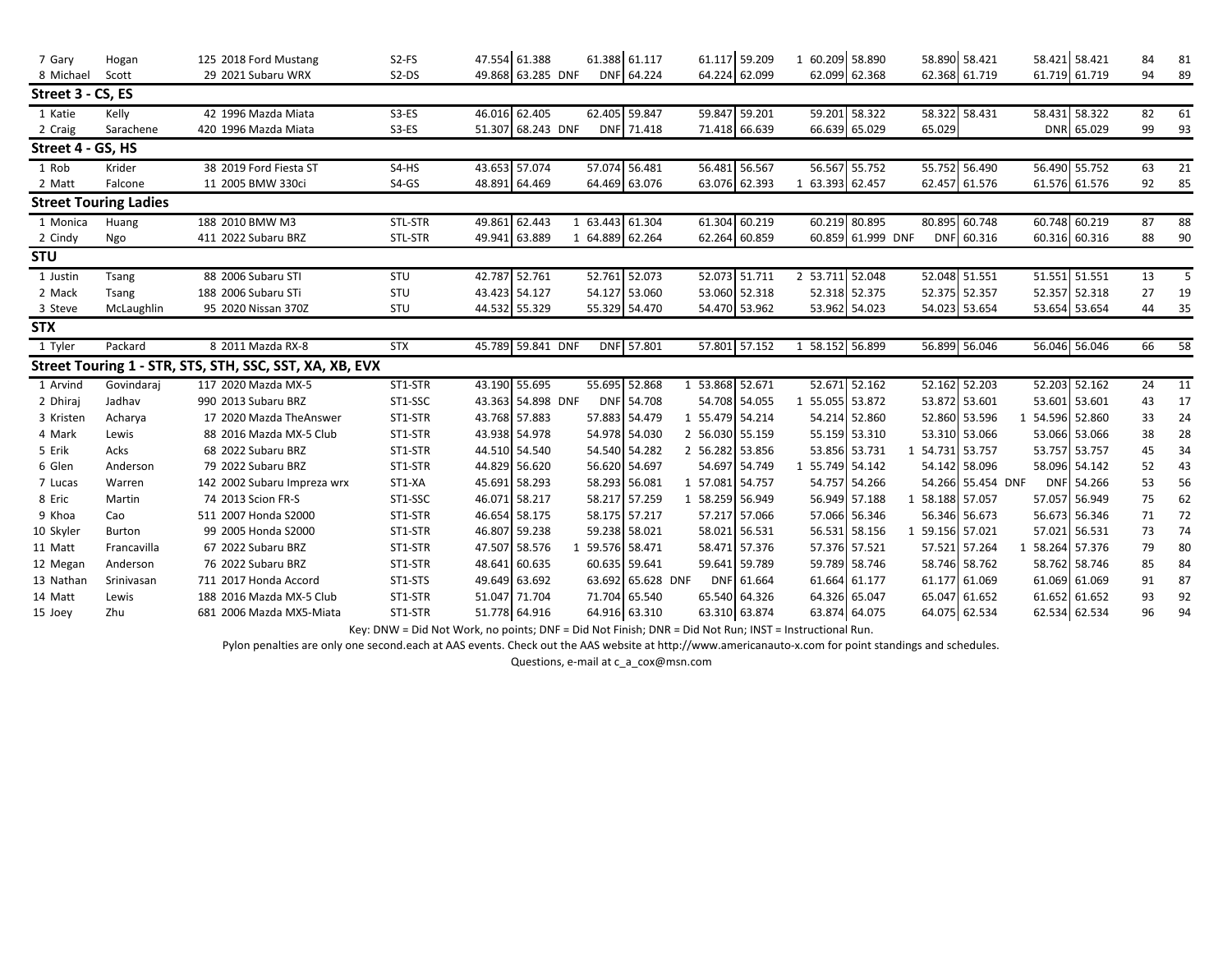| | | | | | | | | | | | | | | | | | | | |
|---|---|---|---|---|---|---|---|---|---|---|---|---|---|---|---|---|---|---|---|
| 7 | Gary | Hogan | 125 | 2018 Ford Mustang | S2-FS | 47.554 | 61.388 | 61.388 | 61.117 | 61.117 | 59.209 | 1 60.209 | 58.890 | 58.890 | 58.421 | 58.421 | 58.421 | 84 | 81 |
| 8 | Michael | Scott | 29 | 2021 Subaru WRX | S2-DS | 49.868 | 63.285 DNF | DNF | 64.224 | 64.224 | 62.099 | 62.099 | 62.368 | 62.368 | 61.719 | 61.719 | 61.719 | 94 | 89 |
| **Street 3 - CS, ES** | | | | | | | | | | | | | | | | | | | |
| 1 | Katie | Kelly | 42 | 1996 Mazda Miata | S3-ES | 46.016 | 62.405 | 62.405 | 59.847 | 59.847 | 59.201 | 59.201 | 58.322 | 58.322 | 58.431 | 58.431 | 58.322 | 82 | 61 |
| 2 | Craig | Sarachene | 420 | 1996 Mazda Miata | S3-ES | 51.307 | 68.243 DNF | DNF | 71.418 | 71.418 | 66.639 | 66.639 | 65.029 | 65.029 | | DNR | 65.029 | 99 | 93 |
| **Street 4 - GS, HS** | | | | | | | | | | | | | | | | | | | |
| 1 | Rob | Krider | 38 | 2019 Ford Fiesta ST | S4-HS | 43.653 | 57.074 | 57.074 | 56.481 | 56.481 | 56.567 | 56.567 | 55.752 | 55.752 | 56.490 | 56.490 | 55.752 | 63 | 21 |
| 2 | Matt | Falcone | 11 | 2005 BMW 330ci | S4-GS | 48.891 | 64.469 | 64.469 | 63.076 | 63.076 | 62.393 | 1 63.393 | 62.457 | 62.457 | 61.576 | 61.576 | 61.576 | 92 | 85 |
| **Street Touring Ladies** | | | | | | | | | | | | | | | | | | | |
| 1 | Monica | Huang | 188 | 2010 BMW M3 | STL-STR | 49.861 | 62.443 | 1 63.443 | 61.304 | 61.304 | 60.219 | 60.219 | 80.895 | 80.895 | 60.748 | 60.748 | 60.219 | 87 | 88 |
| 2 | Cindy | Ngo | 411 | 2022 Subaru BRZ | STL-STR | 49.941 | 63.889 | 1 64.889 | 62.264 | 62.264 | 60.859 | 60.859 | 61.999 DNF | DNF | 60.316 | 60.316 | 60.316 | 88 | 90 |
| **STU** | | | | | | | | | | | | | | | | | | | |
| 1 | Justin | Tsang | 88 | 2006 Subaru STI | STU | 42.787 | 52.761 | 52.761 | 52.073 | 52.073 | 51.711 | 2 53.711 | 52.048 | 52.048 | 51.551 | 51.551 | 51.551 | 13 | 5 |
| 2 | Mack | Tsang | 188 | 2006 Subaru STi | STU | 43.423 | 54.127 | 54.127 | 53.060 | 53.060 | 52.318 | 52.318 | 52.375 | 52.375 | 52.357 | 52.357 | 52.318 | 27 | 19 |
| 3 | Steve | McLaughlin | 95 | 2020 Nissan 370Z | STU | 44.532 | 55.329 | 55.329 | 54.470 | 54.470 | 53.962 | 53.962 | 54.023 | 54.023 | 53.654 | 53.654 | 53.654 | 44 | 35 |
| **STX** | | | | | | | | | | | | | | | | | | | |
| 1 | Tyler | Packard | 8 | 2011 Mazda RX-8 | STX | 45.789 | 59.841 DNF | DNF | 57.801 | 57.801 | 57.152 | 1 58.152 | 56.899 | 56.899 | 56.046 | 56.046 | 56.046 | 66 | 58 |
| **Street Touring 1 - STR, STS, STH, SSC, SST, XA, XB, EVX** | | | | | | | | | | | | | | | | | | | |
| 1 | Arvind | Govindaraj | 117 | 2020 Mazda MX-5 | ST1-STR | 43.190 | 55.695 | 55.695 | 52.868 | 1 53.868 | 52.671 | 52.671 | 52.162 | 52.162 | 52.203 | 52.203 | 52.162 | 24 | 11 |
| 2 | Dhiraj | Jadhav | 990 | 2013 Subaru BRZ | ST1-SSC | 43.363 | 54.898 DNF | DNF | 54.708 | 54.708 | 54.055 | 1 55.055 | 53.872 | 53.872 | 53.601 | 53.601 | 53.601 | 43 | 17 |
| 3 | Kristen | Acharya | 17 | 2020 Mazda TheAnswer | ST1-STR | 43.768 | 57.883 | 57.883 | 54.479 | 1 55.479 | 54.214 | 54.214 | 52.860 | 52.860 | 53.596 | 1 54.596 | 52.860 | 33 | 24 |
| 4 | Mark | Lewis | 88 | 2016 Mazda MX-5 Club | ST1-STR | 43.938 | 54.978 | 54.978 | 54.030 | 2 56.030 | 55.159 | 55.159 | 53.310 | 53.310 | 53.066 | 53.066 | 53.066 | 38 | 28 |
| 5 | Erik | Acks | 68 | 2022 Subaru BRZ | ST1-STR | 44.510 | 54.540 | 54.540 | 54.282 | 2 56.282 | 53.856 | 53.856 | 53.731 | 1 54.731 | 53.757 | 53.757 | 53.757 | 45 | 34 |
| 6 | Glen | Anderson | 79 | 2022 Subaru BRZ | ST1-STR | 44.829 | 56.620 | 56.620 | 54.697 | 54.697 | 54.749 | 1 55.749 | 54.142 | 54.142 | 58.096 | 58.096 | 54.142 | 52 | 43 |
| 7 | Lucas | Warren | 142 | 2002 Subaru Impreza wrx | ST1-XA | 45.691 | 58.293 | 58.293 | 56.081 | 1 57.081 | 54.757 | 54.757 | 54.266 | 54.266 | 55.454 DNF | DNF | 54.266 | 53 | 56 |
| 8 | Eric | Martin | 74 | 2013 Scion FR-S | ST1-SSC | 46.071 | 58.217 | 58.217 | 57.259 | 1 58.259 | 56.949 | 56.949 | 57.188 | 1 58.188 | 57.057 | 57.057 | 56.949 | 75 | 62 |
| 9 | Khoa | Cao | 511 | 2007 Honda S2000 | ST1-STR | 46.654 | 58.175 | 58.175 | 57.217 | 57.217 | 57.066 | 57.066 | 56.346 | 56.346 | 56.673 | 56.673 | 56.346 | 71 | 72 |
| 10 | Skyler | Burton | 99 | 2005 Honda S2000 | ST1-STR | 46.807 | 59.238 | 59.238 | 58.021 | 58.021 | 56.531 | 56.531 | 58.156 | 1 59.156 | 57.021 | 57.021 | 56.531 | 73 | 74 |
| 11 | Matt | Francavilla | 67 | 2022 Subaru BRZ | ST1-STR | 47.507 | 58.576 | 1 59.576 | 58.471 | 58.471 | 57.376 | 57.376 | 57.521 | 57.521 | 57.264 | 1 58.264 | 57.376 | 79 | 80 |
| 12 | Megan | Anderson | 76 | 2022 Subaru BRZ | ST1-STR | 48.641 | 60.635 | 60.635 | 59.641 | 59.641 | 59.789 | 59.789 | 58.746 | 58.746 | 58.762 | 58.762 | 58.746 | 85 | 84 |
| 13 | Nathan | Srinivasan | 711 | 2017 Honda Accord | ST1-STS | 49.649 | 63.692 | 63.692 | 65.628 DNF | DNF | 61.664 | 61.664 | 61.177 | 61.177 | 61.069 | 61.069 | 61.069 | 91 | 87 |
| 14 | Matt | Lewis | 188 | 2016 Mazda MX-5 Club | ST1-STR | 51.047 | 71.704 | 71.704 | 65.540 | 65.540 | 64.326 | 64.326 | 65.047 | 65.047 | 61.652 | 61.652 | 61.652 | 93 | 92 |
| 15 | Joey | Zhu | 681 | 2006 Mazda MX5-Miata | ST1-STR | 51.778 | 64.916 | 64.916 | 63.310 | 63.310 | 63.874 | 63.874 | 64.075 | 64.075 | 62.534 | 62.534 | 62.534 | 96 | 94 |

Key: DNW = Did Not Work, no points; DNF = Did Not Finish; DNR = Did Not Run; INST = Instructional Run.

Pylon penalties are only one second.each at AAS events. Check out the AAS website at http://www.americanauto-x.com for point standings and schedules.

Questions, e-mail at c_a_cox@msn.com